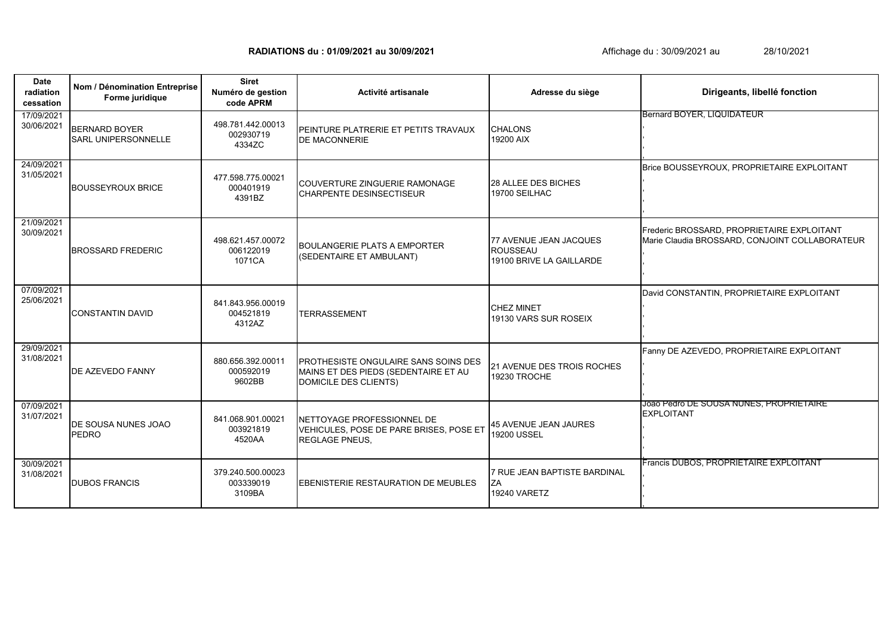**RADIATIONS du : 01/09/2021 au 30/09/2021** Affichage du : 30/09/2021 au 28/10/2021

| Date radiation cessation | Nom / Dénomination Entreprise Forme juridique | Siret Numéro de gestion code APRM | Activité artisanale | Adresse du siège | Dirigeants, libellé fonction |
|---|---|---|---|---|---|
| 17/09/2021<br>30/06/2021 | BERNARD BOYER<br>SARL UNIPERSONNELLE | 498.781.442.00013<br>002930719<br>4334ZC | PEINTURE PLATRERIE ET PETITS TRAVAUX DE MACONNERIE | CHALONS<br>19200 AIX | Bernard BOYER, LIQUIDATEUR<br>,<br>,<br>, |
| 24/09/2021<br>31/05/2021 | BOUSSEYROUX BRICE | 477.598.775.00021<br>000401919<br>4391BZ | COUVERTURE ZINGUERIE RAMONAGE CHARPENTE DESINSECTISEUR | 28 ALLEE DES BICHES<br>19700 SEILHAC | Brice BOUSSEYROUX, PROPRIETAIRE EXPLOITANT<br>,<br>,<br>, |
| 21/09/2021<br>30/09/2021 | BROSSARD FREDERIC | 498.621.457.00072<br>006122019<br>1071CA | BOULANGERIE PLATS A EMPORTER (SEDENTAIRE ET AMBULANT) | 77 AVENUE JEAN JACQUES ROUSSEAU<br>19100 BRIVE LA GAILLARDE | Frederic BROSSARD, PROPRIETAIRE EXPLOITANT<br>Marie Claudia BROSSARD, CONJOINT COLLABORATEUR<br>,<br>, |
| 07/09/2021<br>25/06/2021 | CONSTANTIN DAVID | 841.843.956.00019<br>004521819<br>4312AZ | TERRASSEMENT | CHEZ MINET<br>19130 VARS SUR ROSEIX | David CONSTANTIN, PROPRIETAIRE EXPLOITANT<br>,<br>,<br>, |
| 29/09/2021<br>31/08/2021 | DE AZEVEDO FANNY | 880.656.392.00011<br>000592019<br>9602BB | PROTHESISTE ONGULAIRE SANS SOINS DES MAINS ET DES PIEDS (SEDENTAIRE ET AU DOMICILE DES CLIENTS) | 21 AVENUE DES TROIS ROCHES<br>19230 TROCHE | Fanny DE AZEVEDO, PROPRIETAIRE EXPLOITANT<br>,<br>,<br>, |
| 07/09/2021<br>31/07/2021 | DE SOUSA NUNES JOAO PEDRO | 841.068.901.00021<br>003921819<br>4520AA | NETTOYAGE PROFESSIONNEL DE VEHICULES, POSE DE PARE BRISES, POSE ET REGLAGE PNEUS, | 45 AVENUE JEAN JAURES<br>19200 USSEL | Joao Pedro DE SOUSA NUNES, PROPRIETAIRE EXPLOITANT<br>,<br>,<br>, |
| 30/09/2021<br>31/08/2021 | DUBOS FRANCIS | 379.240.500.00023<br>003339019<br>3109BA | EBENISTERIE RESTAURATION DE MEUBLES | 7 RUE JEAN BAPTISTE BARDINAL<br>ZA<br>19240 VARETZ | Francis DUBOS, PROPRIETAIRE EXPLOITANT<br>,<br>,<br>, |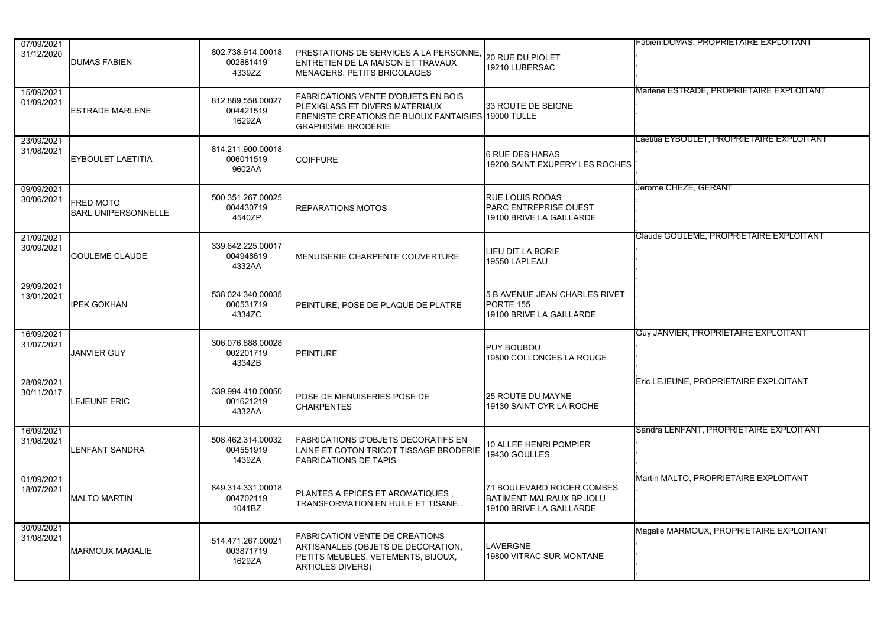| | | | | | |
|---|---|---|---|---|---|
| 07/09/2021 31/12/2020 | DUMAS FABIEN | 802.738.914.00018 002881419 4339ZZ | PRESTATIONS DE SERVICES A LA PERSONNE, ENTRETIEN DE LA MAISON ET TRAVAUX MENAGERS, PETITS BRICOLAGES | 20 RUE DU PIOLET 19210 LUBERSAC | Fabien DUMAS, PROPRIETAIRE EXPLOITANT , , , |
| 15/09/2021 01/09/2021 | ESTRADE MARLENE | 812.889.558.00027 004421519 1629ZA | FABRICATIONS VENTE D'OBJETS EN BOIS PLEXIGLASS ET DIVERS MATERIAUX EBENISTE CREATIONS DE BIJOUX FANTAISIES GRAPHISME BRODERIE | 33 ROUTE DE SEIGNE 19000 TULLE | Marlene ESTRADE, PROPRIETAIRE EXPLOITANT , , , |
| 23/09/2021 31/08/2021 | EYBOULET LAETITIA | 814.211.900.00018 006011519 9602AA | COIFFURE | 6 RUE DES HARAS 19200 SAINT EXUPERY LES ROCHES | Laetitia EYBOULET, PROPRIETAIRE EXPLOITANT , , , |
| 09/09/2021 30/06/2021 | FRED MOTO SARL UNIPERSONNELLE | 500.351.267.00025 004430719 4540ZP | REPARATIONS MOTOS | RUE LOUIS RODAS PARC ENTREPRISE OUEST 19100 BRIVE LA GAILLARDE | Jerome CHEZE, GERANT , , , |
| 21/09/2021 30/09/2021 | GOULEME CLAUDE | 339.642.225.00017 004948619 4332AA | MENUISERIE CHARPENTE COUVERTURE | LIEU DIT LA BORIE 19550 LAPLEAU | Claude GOULEME, PROPRIETAIRE EXPLOITANT , , , |
| 29/09/2021 13/01/2021 | IPEK GOKHAN | 538.024.340.00035 000531719 4334ZC | PEINTURE, POSE DE PLAQUE DE PLATRE | 5 B AVENUE JEAN CHARLES RIVET PORTE 155 19100 BRIVE LA GAILLARDE | , , , , |
| 16/09/2021 31/07/2021 | JANVIER GUY | 306.076.688.00028 002201719 4334ZB | PEINTURE | PUY BOUBOU 19500 COLLONGES LA ROUGE | Guy JANVIER, PROPRIETAIRE EXPLOITANT , , , |
| 28/09/2021 30/11/2017 | LEJEUNE ERIC | 339.994.410.00050 001621219 4332AA | POSE DE MENUISERIES POSE DE CHARPENTES | 25 ROUTE DU MAYNE 19130 SAINT CYR LA ROCHE | Eric LEJEUNE, PROPRIETAIRE EXPLOITANT , , , |
| 16/09/2021 31/08/2021 | LENFANT SANDRA | 508.462.314.00032 004551919 1439ZA | FABRICATIONS D'OBJETS DECORATIFS EN LAINE ET COTON TRICOT TISSAGE BRODERIE FABRICATIONS DE TAPIS | 10 ALLEE HENRI POMPIER 19430 GOULLES | Sandra LENFANT, PROPRIETAIRE EXPLOITANT , , , |
| 01/09/2021 18/07/2021 | MALTO MARTIN | 849.314.331.00018 004702119 1041BZ | PLANTES A EPICES ET AROMATIQUES , TRANSFORMATION EN HUILE ET TISANE.. | 71 BOULEVARD ROGER COMBES BATIMENT MALRAUX BP JOLU 19100 BRIVE LA GAILLARDE | Martin MALTO, PROPRIETAIRE EXPLOITANT , , , |
| 30/09/2021 31/08/2021 | MARMOUX MAGALIE | 514.471.267.00021 003871719 1629ZA | FABRICATION VENTE DE CREATIONS ARTISANALES (OBJETS DE DECORATION, PETITS MEUBLES, VETEMENTS, BIJOUX, ARTICLES DIVERS) | LAVERGNE 19800 VITRAC SUR MONTANE | Magalie MARMOUX, PROPRIETAIRE EXPLOITANT , , , |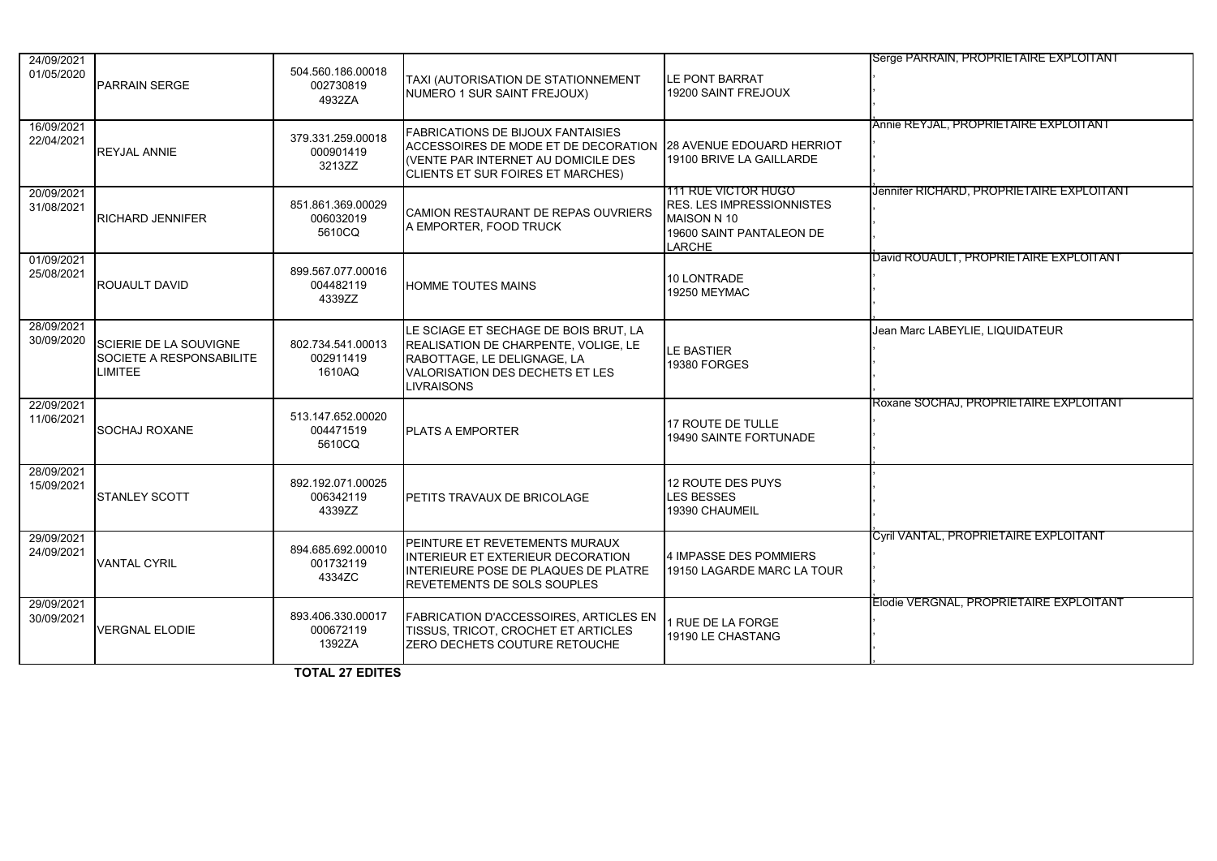| | | | | | |
|---|---|---|---|---|---|
| 24/09/2021<br>01/05/2020 | PARRAIN SERGE | 504.560.186.00018<br>002730819<br>4932ZA | TAXI (AUTORISATION DE STATIONNEMENT NUMERO 1 SUR SAINT FREJOUX) | LE PONT BARRAT<br>19200 SAINT FREJOUX | Serge PARRAIN, PROPRIETAIRE EXPLOITANT<br>,<br>,<br>, |
| 16/09/2021<br>22/04/2021 | REYJAL ANNIE | 379.331.259.00018<br>000901419<br>3213ZZ | FABRICATIONS DE BIJOUX FANTAISIES ACCESSOIRES DE MODE ET DE DECORATION (VENTE PAR INTERNET AU DOMICILE DES CLIENTS ET SUR FOIRES ET MARCHES) | 28 AVENUE EDOUARD HERRIOT<br>19100 BRIVE LA GAILLARDE | Annie REYJAL, PROPRIETAIRE EXPLOITANT<br>,<br>,<br>, |
| 20/09/2021<br>31/08/2021 | RICHARD JENNIFER | 851.861.369.00029<br>006032019<br>5610CQ | CAMION RESTAURANT DE REPAS OUVRIERS A EMPORTER, FOOD TRUCK | 111 RUE VICTOR HUGO<br>RES. LES IMPRESSIONNISTES<br>MAISON N 10<br>19600 SAINT PANTALEON DE LARCHE | Jennifer RICHARD, PROPRIETAIRE EXPLOITANT<br>,<br>,<br>, |
| 01/09/2021<br>25/08/2021 | ROUAULT DAVID | 899.567.077.00016<br>004482119<br>4339ZZ | HOMME TOUTES MAINS | 10 LONTRADE<br>19250 MEYMAC | David ROUAULT, PROPRIETAIRE EXPLOITANT<br>,<br>,<br>, |
| 28/09/2021<br>30/09/2020 | SCIERIE DE LA SOUVIGNE SOCIETE A RESPONSABILITE LIMITEE | 802.734.541.00013<br>002911419<br>1610AQ | LE SCIAGE ET SECHAGE DE BOIS BRUT, LA REALISATION DE CHARPENTE, VOLIGE, LE RABOTTAGE, LE DELIGNAGE, LA VALORISATION DES DECHETS ET LES LIVRAISONS | LE BASTIER<br>19380 FORGES | Jean Marc LABEYLIE, LIQUIDATEUR<br>,<br>,<br>, |
| 22/09/2021<br>11/06/2021 | SOCHAJ ROXANE | 513.147.652.00020<br>004471519<br>5610CQ | PLATS A EMPORTER | 17 ROUTE DE TULLE<br>19490 SAINTE FORTUNADE | Roxane SOCHAJ, PROPRIETAIRE EXPLOITANT<br>,<br>,<br>, |
| 28/09/2021<br>15/09/2021 | STANLEY SCOTT | 892.192.071.00025<br>006342119<br>4339ZZ | PETITS TRAVAUX DE BRICOLAGE | 12 ROUTE DES PUYS<br>LES BESSES<br>19390 CHAUMEIL | ,<br>,<br>,<br>, |
| 29/09/2021<br>24/09/2021 | VANTAL CYRIL | 894.685.692.00010<br>001732119<br>4334ZC | PEINTURE ET REVETEMENTS MURAUX INTERIEUR ET EXTERIEUR DECORATION INTERIEURE POSE DE PLAQUES DE PLATRE REVETEMENTS DE SOLS SOUPLES | 4 IMPASSE DES POMMIERS<br>19150 LAGARDE MARC LA TOUR | Cyril VANTAL, PROPRIETAIRE EXPLOITANT<br>,<br>,<br>, |
| 29/09/2021<br>30/09/2021 | VERGNAL ELODIE | 893.406.330.00017<br>000672119<br>1392ZA | FABRICATION D'ACCESSOIRES, ARTICLES EN TISSUS, TRICOT, CROCHET ET ARTICLES ZERO DECHETS COUTURE RETOUCHE | 1 RUE DE LA FORGE<br>19190 LE CHASTANG | Elodie VERGNAL, PROPRIETAIRE EXPLOITANT<br>,<br>,<br>, |

**TOTAL 27 EDITES**